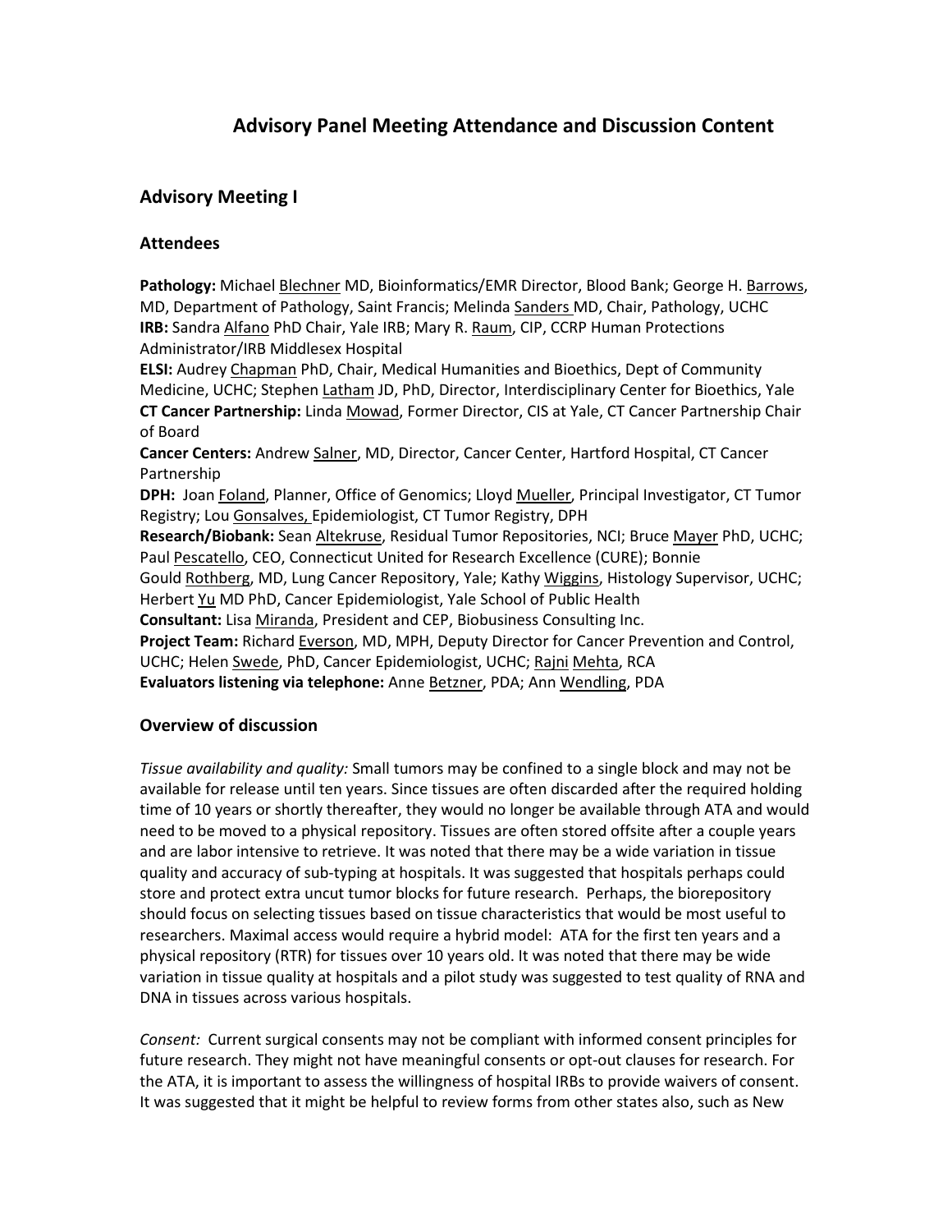# Advisory Panel Meeting Attendance and Discussion Content

## Advisory Meeting I

### Attendees

**Pathology:** Michael Blechner MD, Bioinformatics/EMR Director, Blood Bank; George H. Barrows, MD, Department of Pathology, Saint Francis; Melinda Sanders MD, Chair, Pathology, UCHC
**IRB:** Sandra Alfano PhD Chair, Yale IRB; Mary R. Raum, CIP, CCRP Human Protections Administrator/IRB Middlesex Hospital
**ELSI:** Audrey Chapman PhD, Chair, Medical Humanities and Bioethics, Dept of Community Medicine, UCHC; Stephen Latham JD, PhD, Director, Interdisciplinary Center for Bioethics, Yale
**CT Cancer Partnership:** Linda Mowad, Former Director, CIS at Yale, CT Cancer Partnership Chair of Board
**Cancer Centers:** Andrew Salner, MD, Director, Cancer Center, Hartford Hospital, CT Cancer Partnership
**DPH:** Joan Foland, Planner, Office of Genomics; Lloyd Mueller, Principal Investigator, CT Tumor Registry; Lou Gonsalves, Epidemiologist, CT Tumor Registry, DPH
**Research/Biobank:** Sean Altekruse, Residual Tumor Repositories, NCI; Bruce Mayer PhD, UCHC; Paul Pescatello, CEO, Connecticut United for Research Excellence (CURE); Bonnie Gould Rothberg, MD, Lung Cancer Repository, Yale; Kathy Wiggins, Histology Supervisor, UCHC; Herbert Yu MD PhD, Cancer Epidemiologist, Yale School of Public Health
**Consultant:** Lisa Miranda, President and CEP, Biobusiness Consulting Inc.
**Project Team:** Richard Everson, MD, MPH, Deputy Director for Cancer Prevention and Control, UCHC; Helen Swede, PhD, Cancer Epidemiologist, UCHC; Rajni Mehta, RCA
**Evaluators listening via telephone:** Anne Betzner, PDA; Ann Wendling, PDA

### Overview of discussion

*Tissue availability and quality:* Small tumors may be confined to a single block and may not be available for release until ten years. Since tissues are often discarded after the required holding time of 10 years or shortly thereafter, they would no longer be available through ATA and would need to be moved to a physical repository. Tissues are often stored offsite after a couple years and are labor intensive to retrieve. It was noted that there may be a wide variation in tissue quality and accuracy of sub-typing at hospitals. It was suggested that hospitals perhaps could store and protect extra uncut tumor blocks for future research. Perhaps, the biorepository should focus on selecting tissues based on tissue characteristics that would be most useful to researchers. Maximal access would require a hybrid model: ATA for the first ten years and a physical repository (RTR) for tissues over 10 years old. It was noted that there may be wide variation in tissue quality at hospitals and a pilot study was suggested to test quality of RNA and DNA in tissues across various hospitals.

*Consent:* Current surgical consents may not be compliant with informed consent principles for future research. They might not have meaningful consents or opt-out clauses for research. For the ATA, it is important to assess the willingness of hospital IRBs to provide waivers of consent. It was suggested that it might be helpful to review forms from other states also, such as New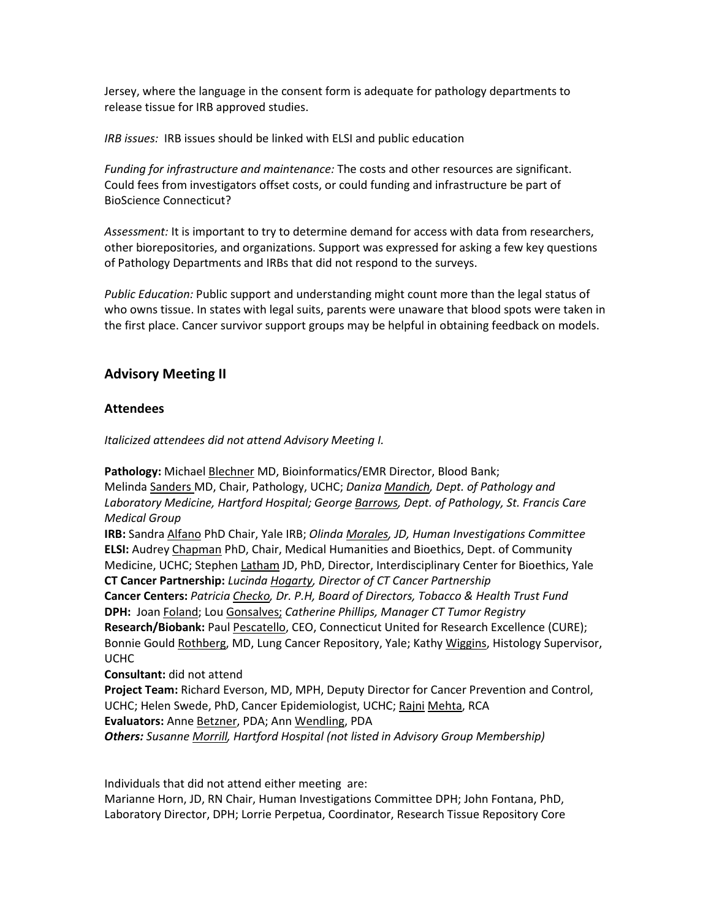Jersey, where the language in the consent form is adequate for pathology departments to release tissue for IRB approved studies.

*IRB issues:* IRB issues should be linked with ELSI and public education

*Funding for infrastructure and maintenance:* The costs and other resources are significant. Could fees from investigators offset costs, or could funding and infrastructure be part of BioScience Connecticut?

*Assessment:* It is important to try to determine demand for access with data from researchers, other biorepositories, and organizations. Support was expressed for asking a few key questions of Pathology Departments and IRBs that did not respond to the surveys.

*Public Education:* Public support and understanding might count more than the legal status of who owns tissue. In states with legal suits, parents were unaware that blood spots were taken in the first place. Cancer survivor support groups may be helpful in obtaining feedback on models.

## Advisory Meeting II

### Attendees

*Italicized attendees did not attend Advisory Meeting I.*

**Pathology:** Michael Blechner MD, Bioinformatics/EMR Director, Blood Bank; Melinda Sanders MD, Chair, Pathology, UCHC; *Daniza Mandich, Dept. of Pathology and Laboratory Medicine, Hartford Hospital; George Barrows, Dept. of Pathology, St. Francis Care Medical Group*
**IRB:** Sandra Alfano PhD Chair, Yale IRB; *Olinda Morales, JD, Human Investigations Committee*
**ELSI:** Audrey Chapman PhD, Chair, Medical Humanities and Bioethics, Dept. of Community Medicine, UCHC; Stephen Latham JD, PhD, Director, Interdisciplinary Center for Bioethics, Yale
**CT Cancer Partnership:** *Lucinda Hogarty, Director of CT Cancer Partnership*
**Cancer Centers:** *Patricia Checko, Dr. P.H, Board of Directors, Tobacco & Health Trust Fund*
**DPH:** Joan Foland; Lou Gonsalves; *Catherine Phillips, Manager CT Tumor Registry*
**Research/Biobank:** Paul Pescatello, CEO, Connecticut United for Research Excellence (CURE); Bonnie Gould Rothberg, MD, Lung Cancer Repository, Yale; Kathy Wiggins, Histology Supervisor, UCHC
**Consultant:** did not attend
**Project Team:** Richard Everson, MD, MPH, Deputy Director for Cancer Prevention and Control, UCHC; Helen Swede, PhD, Cancer Epidemiologist, UCHC; Rajni Mehta, RCA
**Evaluators:** Anne Betzner, PDA; Ann Wendling, PDA
***Others:*** *Susanne Morrill, Hartford Hospital (not listed in Advisory Group Membership)*

Individuals that did not attend either meeting are:
Marianne Horn, JD, RN Chair, Human Investigations Committee DPH; John Fontana, PhD, Laboratory Director, DPH; Lorrie Perpetua, Coordinator, Research Tissue Repository Core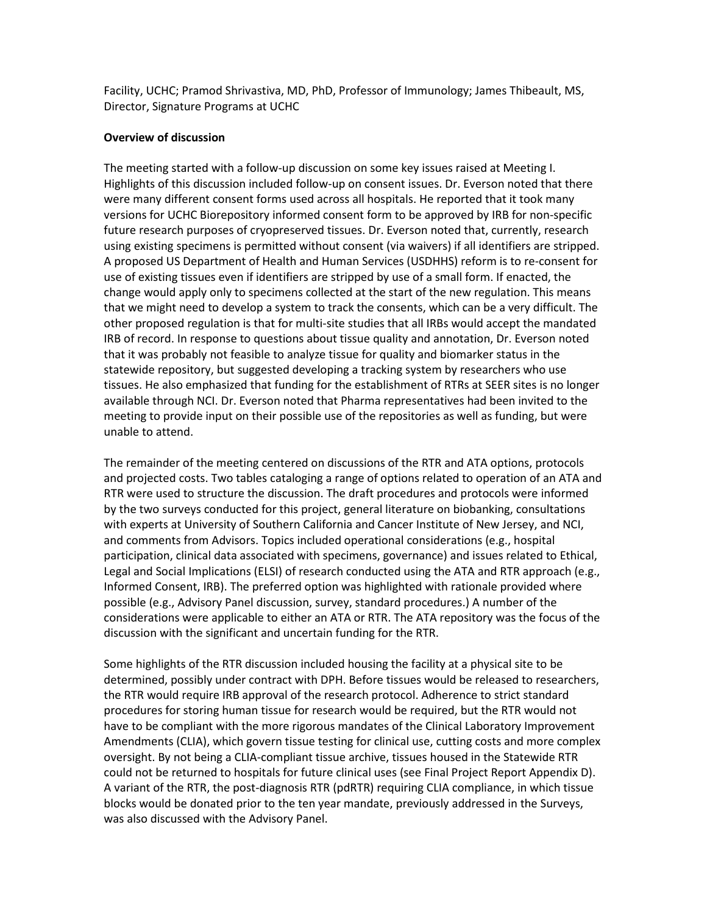Facility, UCHC; Pramod Shrivastiva, MD, PhD, Professor of Immunology; James Thibeault, MS, Director, Signature Programs at UCHC

**Overview of discussion**

The meeting started with a follow-up discussion on some key issues raised at Meeting I. Highlights of this discussion included follow-up on consent issues. Dr. Everson noted that there were many different consent forms used across all hospitals. He reported that it took many versions for UCHC Biorepository informed consent form to be approved by IRB for non-specific future research purposes of cryopreserved tissues. Dr. Everson noted that, currently, research using existing specimens is permitted without consent (via waivers) if all identifiers are stripped. A proposed US Department of Health and Human Services (USDHHS) reform is to re-consent for use of existing tissues even if identifiers are stripped by use of a small form. If enacted, the change would apply only to specimens collected at the start of the new regulation. This means that we might need to develop a system to track the consents, which can be a very difficult. The other proposed regulation is that for multi-site studies that all IRBs would accept the mandated IRB of record. In response to questions about tissue quality and annotation, Dr. Everson noted that it was probably not feasible to analyze tissue for quality and biomarker status in the statewide repository, but suggested developing a tracking system by researchers who use tissues. He also emphasized that funding for the establishment of RTRs at SEER sites is no longer available through NCI. Dr. Everson noted that Pharma representatives had been invited to the meeting to provide input on their possible use of the repositories as well as funding, but were unable to attend.

The remainder of the meeting centered on discussions of the RTR and ATA options, protocols and projected costs. Two tables cataloging a range of options related to operation of an ATA and RTR were used to structure the discussion. The draft procedures and protocols were informed by the two surveys conducted for this project, general literature on biobanking, consultations with experts at University of Southern California and Cancer Institute of New Jersey, and NCI, and comments from Advisors. Topics included operational considerations (e.g., hospital participation, clinical data associated with specimens, governance) and issues related to Ethical, Legal and Social Implications (ELSI) of research conducted using the ATA and RTR approach (e.g., Informed Consent, IRB). The preferred option was highlighted with rationale provided where possible (e.g., Advisory Panel discussion, survey, standard procedures.) A number of the considerations were applicable to either an ATA or RTR. The ATA repository was the focus of the discussion with the significant and uncertain funding for the RTR.

Some highlights of the RTR discussion included housing the facility at a physical site to be determined, possibly under contract with DPH. Before tissues would be released to researchers, the RTR would require IRB approval of the research protocol. Adherence to strict standard procedures for storing human tissue for research would be required, but the RTR would not have to be compliant with the more rigorous mandates of the Clinical Laboratory Improvement Amendments (CLIA), which govern tissue testing for clinical use, cutting costs and more complex oversight. By not being a CLIA-compliant tissue archive, tissues housed in the Statewide RTR could not be returned to hospitals for future clinical uses (see Final Project Report Appendix D). A variant of the RTR, the post-diagnosis RTR (pdRTR) requiring CLIA compliance, in which tissue blocks would be donated prior to the ten year mandate, previously addressed in the Surveys, was also discussed with the Advisory Panel.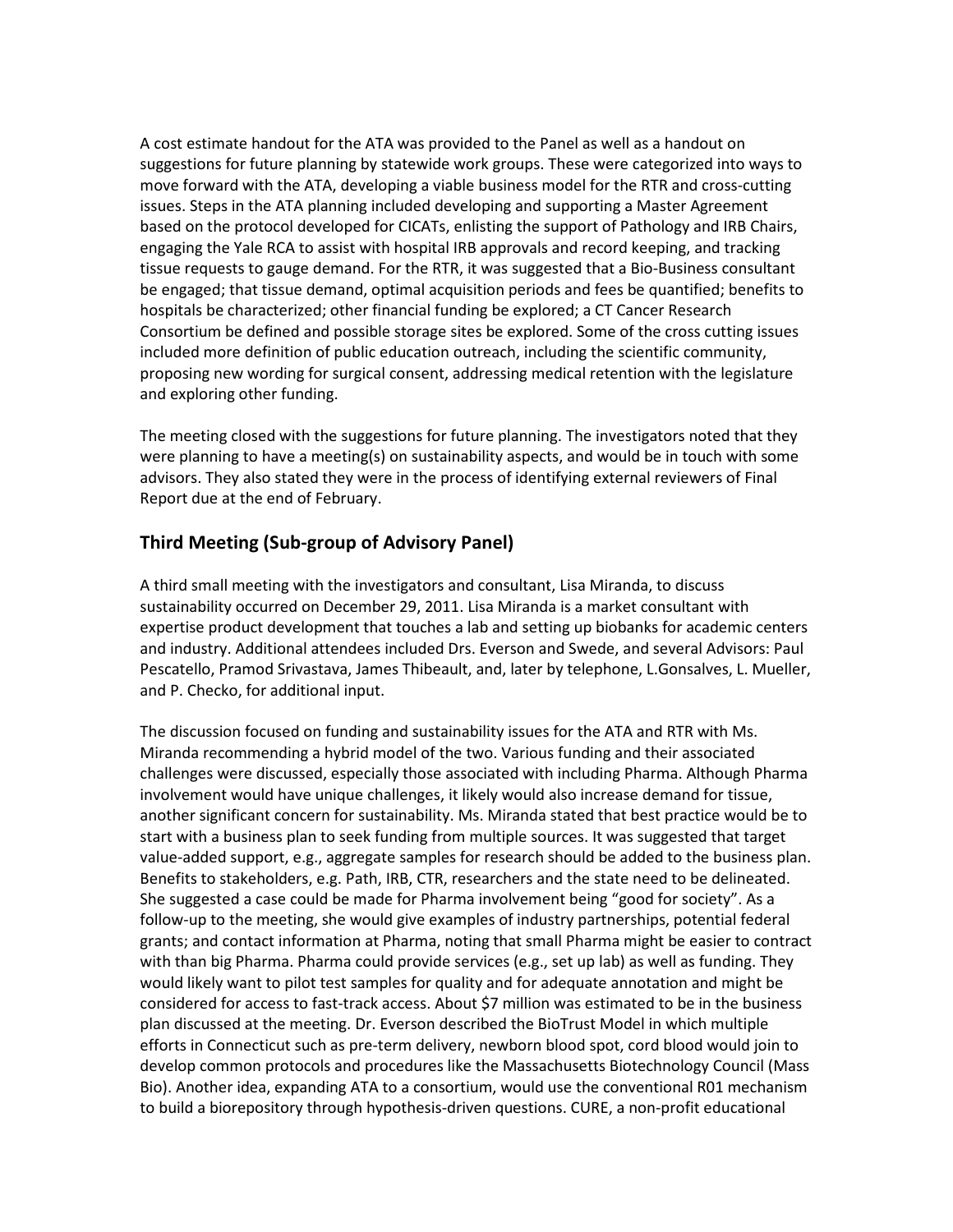A cost estimate handout for the ATA was provided to the Panel as well as a handout on suggestions for future planning by statewide work groups. These were categorized into ways to move forward with the ATA, developing a viable business model for the RTR and cross-cutting issues. Steps in the ATA planning included developing and supporting a Master Agreement based on the protocol developed for CICATs, enlisting the support of Pathology and IRB Chairs, engaging the Yale RCA to assist with hospital IRB approvals and record keeping, and tracking tissue requests to gauge demand. For the RTR, it was suggested that a Bio-Business consultant be engaged; that tissue demand, optimal acquisition periods and fees be quantified; benefits to hospitals be characterized; other financial funding be explored; a CT Cancer Research Consortium be defined and possible storage sites be explored. Some of the cross cutting issues included more definition of public education outreach, including the scientific community, proposing new wording for surgical consent, addressing medical retention with the legislature and exploring other funding.

The meeting closed with the suggestions for future planning. The investigators noted that they were planning to have a meeting(s) on sustainability aspects, and would be in touch with some advisors. They also stated they were in the process of identifying external reviewers of Final Report due at the end of February.

## Third Meeting (Sub-group of Advisory Panel)

A third small meeting with the investigators and consultant, Lisa Miranda, to discuss sustainability occurred on December 29, 2011. Lisa Miranda is a market consultant with expertise product development that touches a lab and setting up biobanks for academic centers and industry. Additional attendees included Drs. Everson and Swede, and several Advisors: Paul Pescatello, Pramod Srivastava, James Thibeault, and, later by telephone, L.Gonsalves, L. Mueller, and P. Checko, for additional input.

The discussion focused on funding and sustainability issues for the ATA and RTR with Ms. Miranda recommending a hybrid model of the two. Various funding and their associated challenges were discussed, especially those associated with including Pharma. Although Pharma involvement would have unique challenges, it likely would also increase demand for tissue, another significant concern for sustainability. Ms. Miranda stated that best practice would be to start with a business plan to seek funding from multiple sources. It was suggested that target value-added support, e.g., aggregate samples for research should be added to the business plan. Benefits to stakeholders, e.g. Path, IRB, CTR, researchers and the state need to be delineated. She suggested a case could be made for Pharma involvement being "good for society". As a follow-up to the meeting, she would give examples of industry partnerships, potential federal grants; and contact information at Pharma, noting that small Pharma might be easier to contract with than big Pharma. Pharma could provide services (e.g., set up lab) as well as funding. They would likely want to pilot test samples for quality and for adequate annotation and might be considered for access to fast-track access. About $7 million was estimated to be in the business plan discussed at the meeting. Dr. Everson described the BioTrust Model in which multiple efforts in Connecticut such as pre-term delivery, newborn blood spot, cord blood would join to develop common protocols and procedures like the Massachusetts Biotechnology Council (Mass Bio). Another idea, expanding ATA to a consortium, would use the conventional R01 mechanism to build a biorepository through hypothesis-driven questions. CURE, a non-profit educational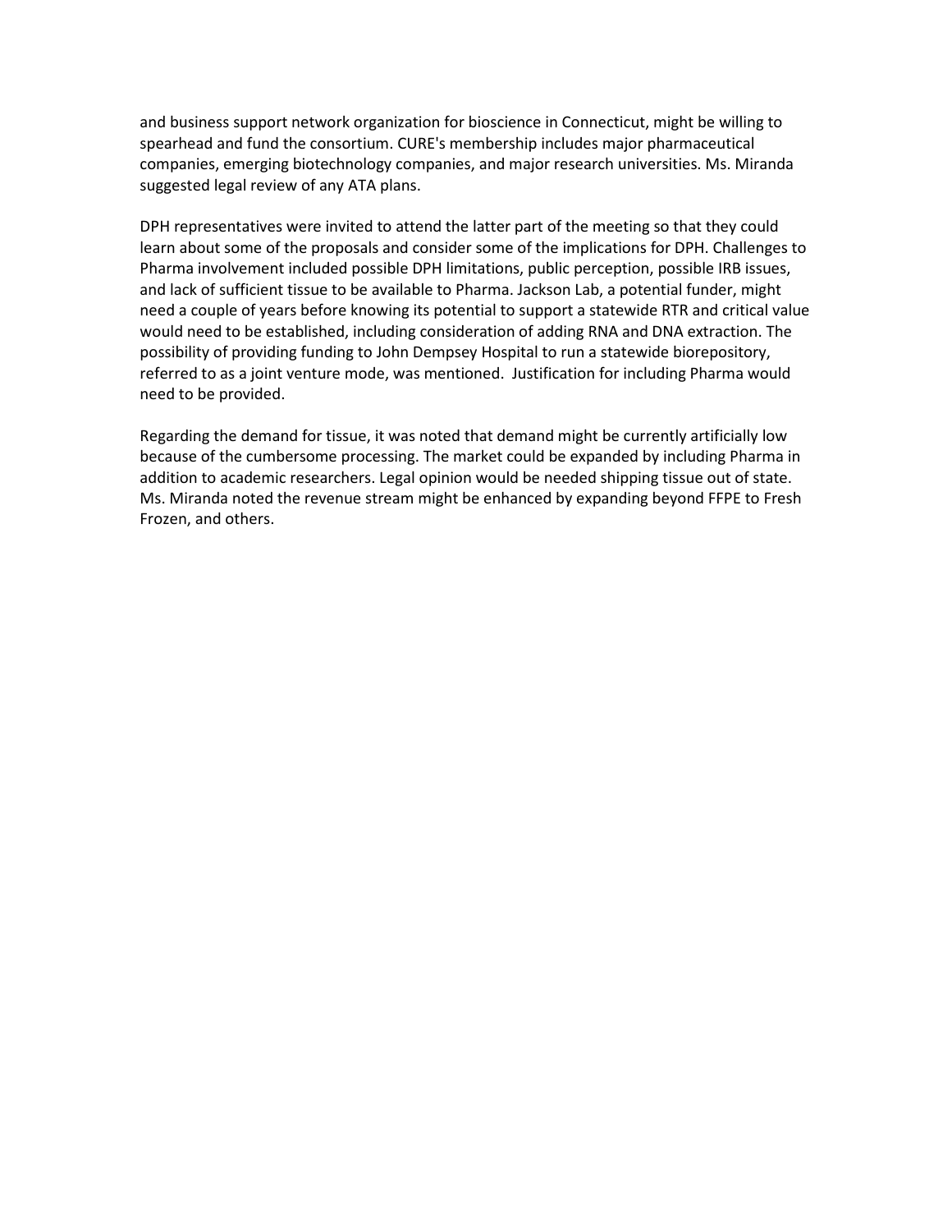and business support network organization for bioscience in Connecticut, might be willing to spearhead and fund the consortium. CURE's membership includes major pharmaceutical companies, emerging biotechnology companies, and major research universities. Ms. Miranda suggested legal review of any ATA plans.

DPH representatives were invited to attend the latter part of the meeting so that they could learn about some of the proposals and consider some of the implications for DPH. Challenges to Pharma involvement included possible DPH limitations, public perception, possible IRB issues, and lack of sufficient tissue to be available to Pharma. Jackson Lab, a potential funder, might need a couple of years before knowing its potential to support a statewide RTR and critical value would need to be established, including consideration of adding RNA and DNA extraction. The possibility of providing funding to John Dempsey Hospital to run a statewide biorepository, referred to as a joint venture mode, was mentioned. Justification for including Pharma would need to be provided.

Regarding the demand for tissue, it was noted that demand might be currently artificially low because of the cumbersome processing. The market could be expanded by including Pharma in addition to academic researchers. Legal opinion would be needed shipping tissue out of state. Ms. Miranda noted the revenue stream might be enhanced by expanding beyond FFPE to Fresh Frozen, and others.